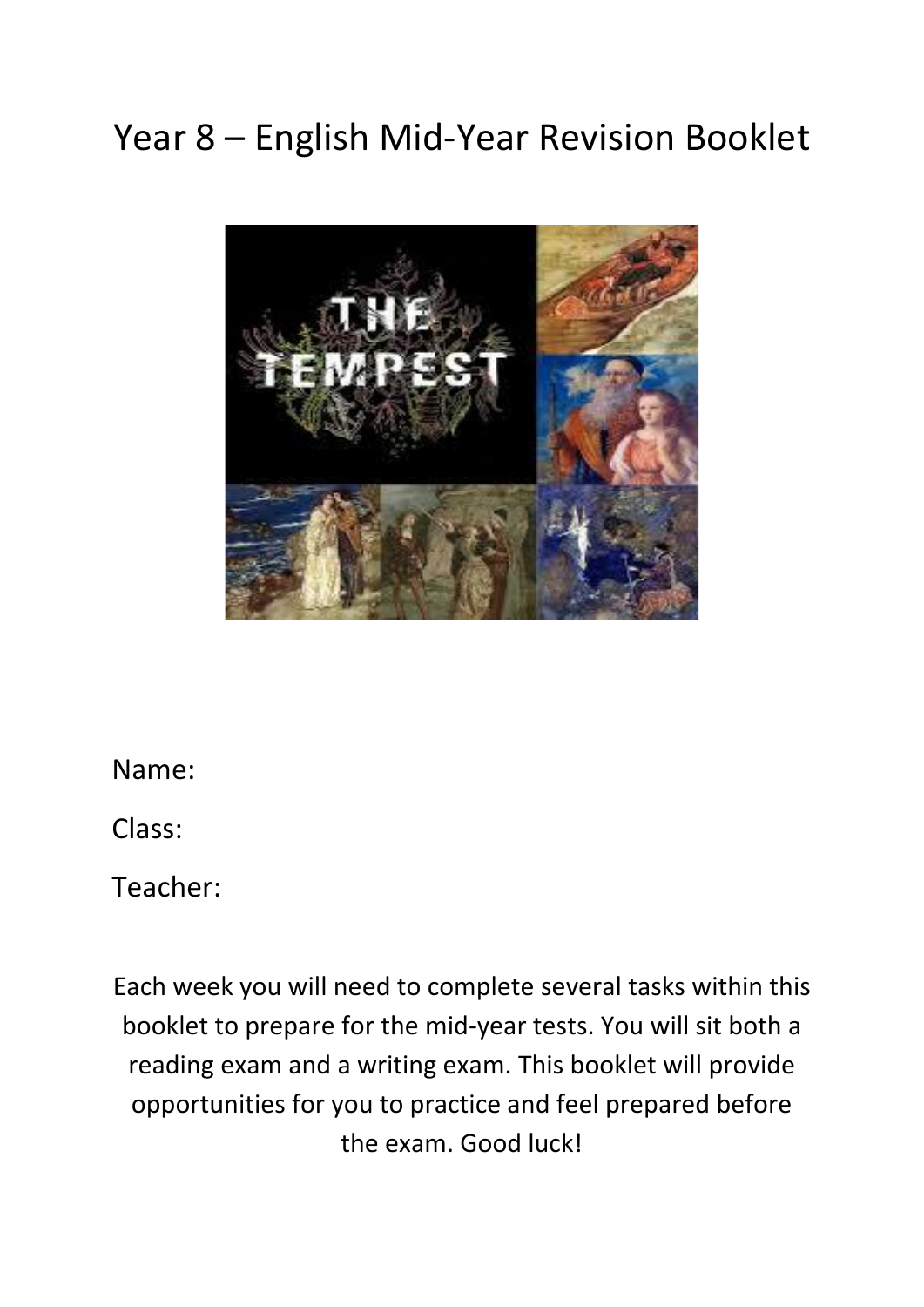# Year 8 – English Mid-Year Revision Booklet

Name:

Class:

Teacher:

Each week you will need to complete several tasks within this booklet to prepare for the mid-year tests. You will sit both a reading exam and a writing exam. This booklet will provide opportunities for you to practice and feel prepared before the exam. Good luck!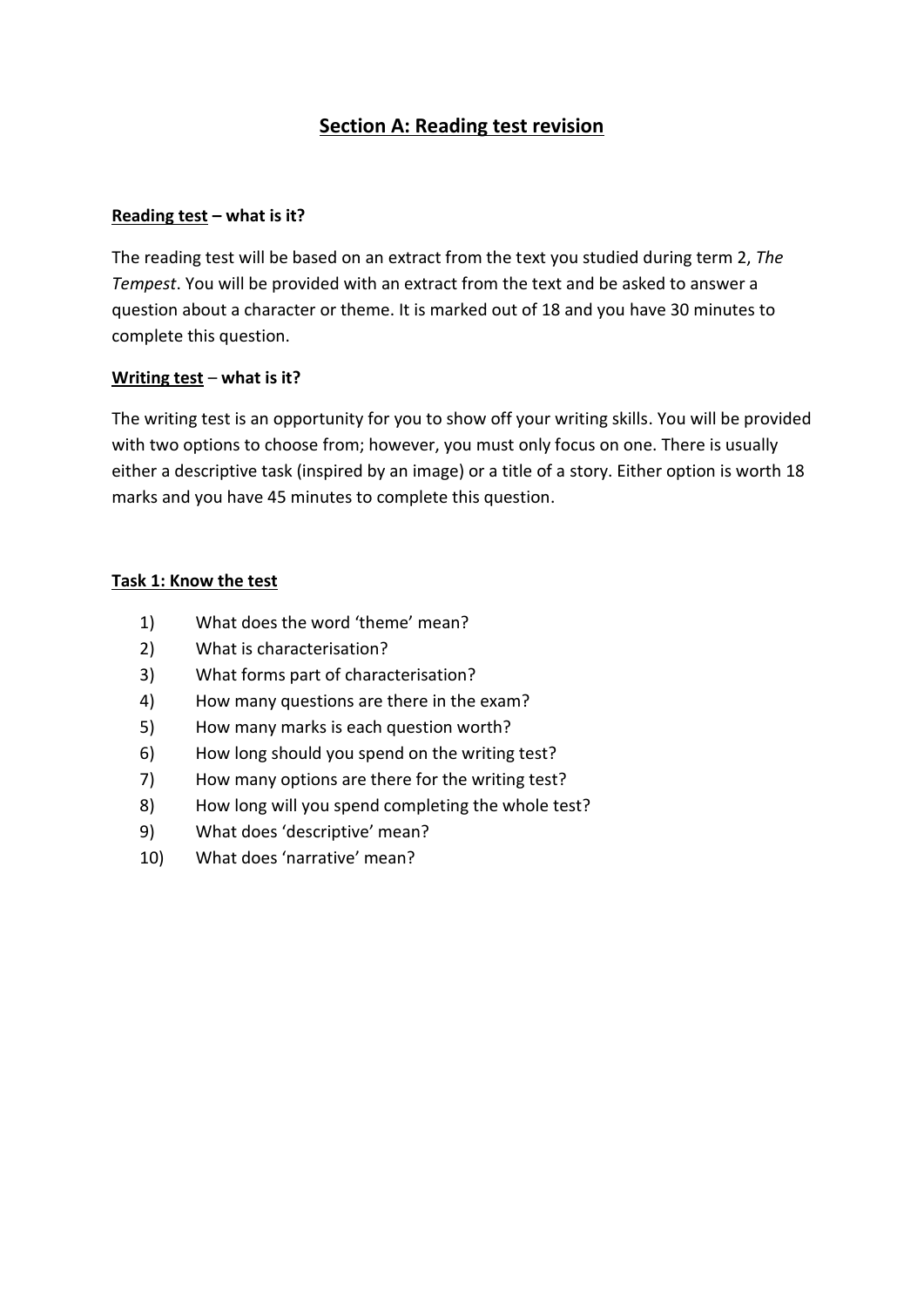## Section A: Reading test revision

**Reading test – what is it?**

The reading test will be based on an extract from the text you studied during term 2, *The Tempest*. You will be provided with an extract from the text and be asked to answer a question about a character or theme. It is marked out of 18 and you have 30 minutes to complete this question.

**Writing test – what is it?**

The writing test is an opportunity for you to show off your writing skills. You will be provided with two options to choose from; however, you must only focus on one. There is usually either a descriptive task (inspired by an image) or a title of a story. Either option is worth 18 marks and you have 45 minutes to complete this question.

**Task 1: Know the test**

1) What does the word 'theme' mean?
2) What is characterisation?
3) What forms part of characterisation?
4) How many questions are there in the exam?
5) How many marks is each question worth?
6) How long should you spend on the writing test?
7) How many options are there for the writing test?
8) How long will you spend completing the whole test?
9) What does 'descriptive' mean?
10) What does 'narrative' mean?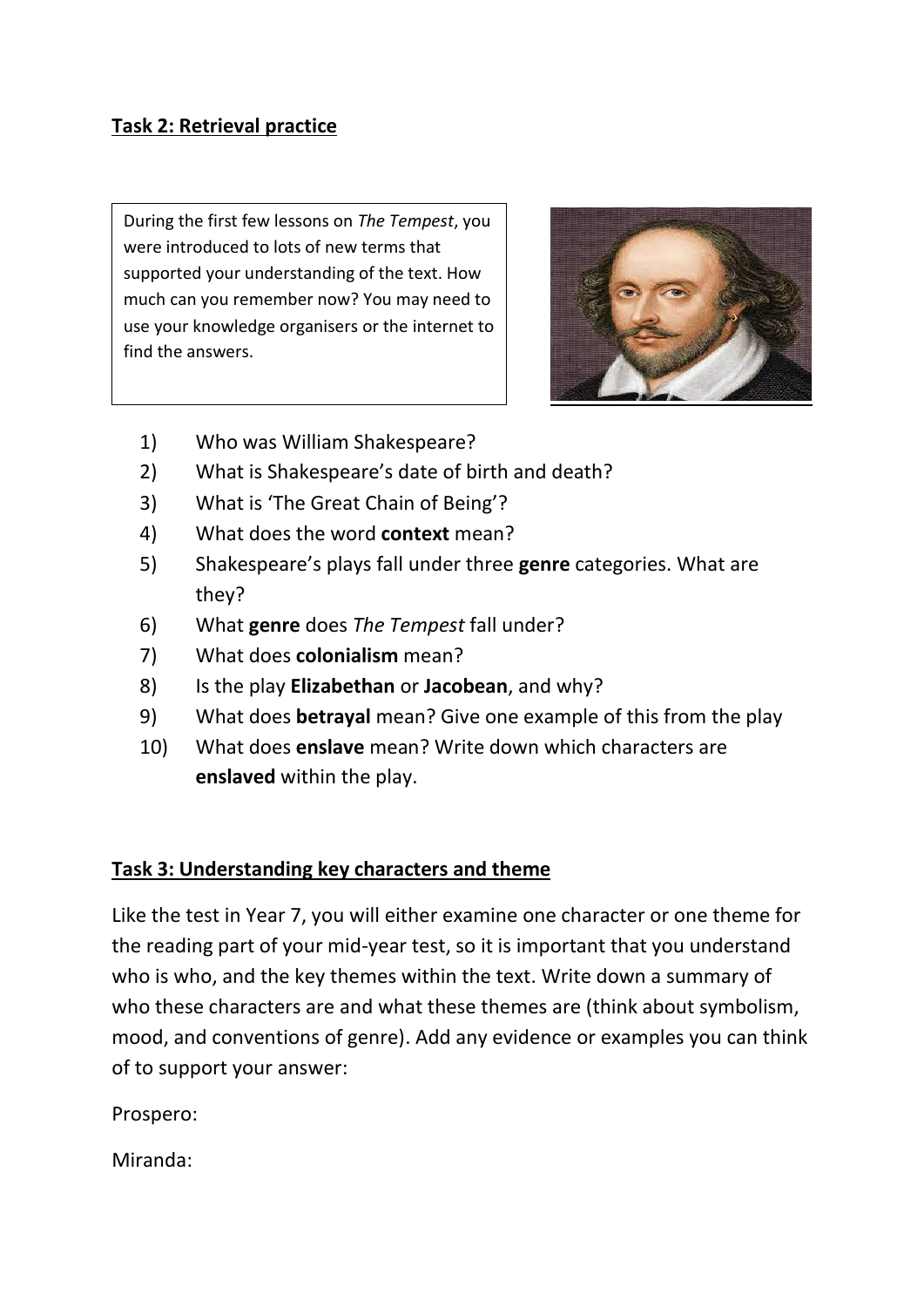**Task 2: Retrieval practice**

During the first few lessons on *The Tempest*, you were introduced to lots of new terms that supported your understanding of the text. How much can you remember now? You may need to use your knowledge organisers or the internet to find the answers.

1) Who was William Shakespeare?
2) What is Shakespeare's date of birth and death?
3) What is 'The Great Chain of Being'?
4) What does the word **context** mean?
5) Shakespeare's plays fall under three **genre** categories. What are they?
6) What **genre** does *The Tempest* fall under?
7) What does **colonialism** mean?
8) Is the play **Elizabethan** or **Jacobean**, and why?
9) What does **betrayal** mean? Give one example of this from the play
10) What does **enslave** mean? Write down which characters are **enslaved** within the play.

**Task 3: Understanding key characters and theme**

Like the test in Year 7, you will either examine one character or one theme for the reading part of your mid-year test, so it is important that you understand who is who, and the key themes within the text. Write down a summary of who these characters are and what these themes are (think about symbolism, mood, and conventions of genre). Add any evidence or examples you can think of to support your answer:

Prospero:

Miranda: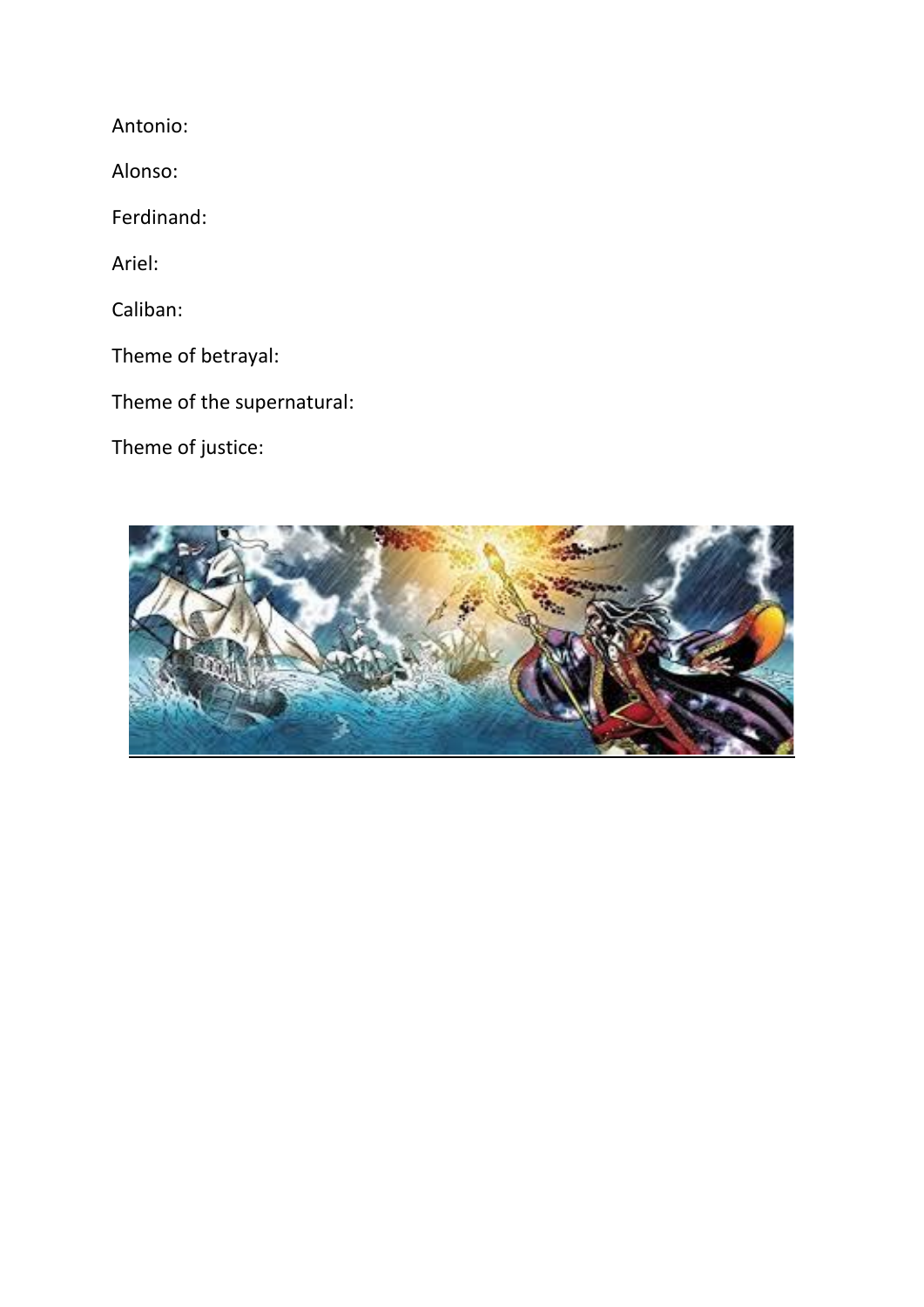Antonio:

Alonso:

Ferdinand:

Ariel:

Caliban:

Theme of betrayal:

Theme of the supernatural:

Theme of justice: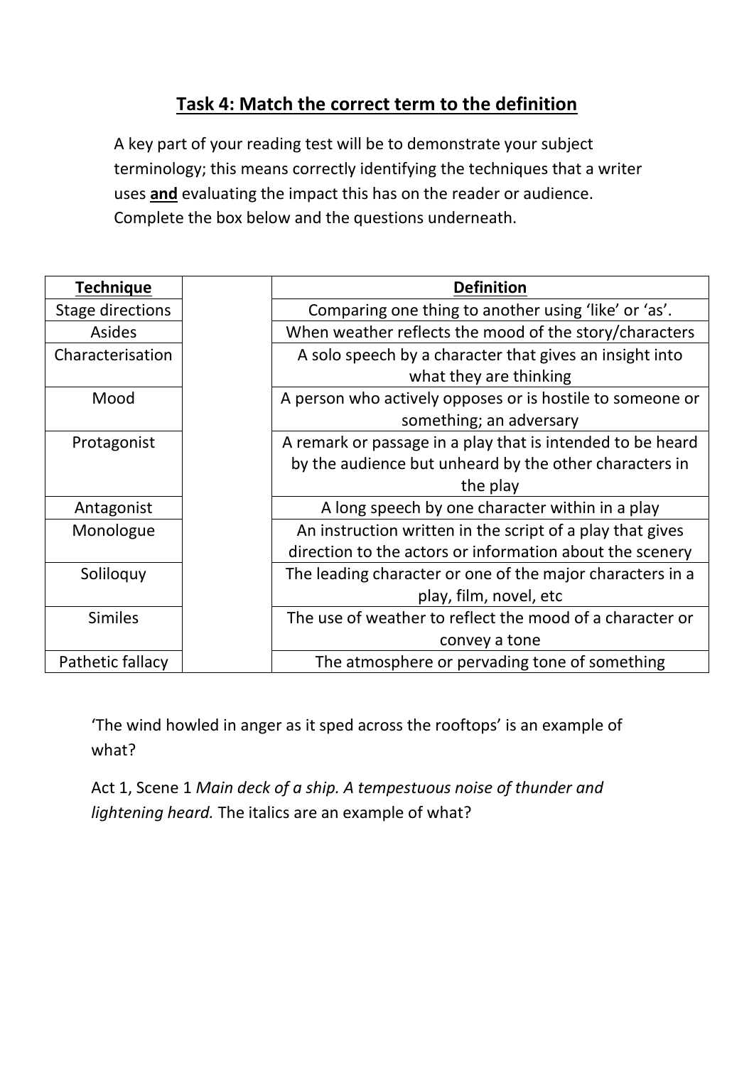## Task 4: Match the correct term to the definition

A key part of your reading test will be to demonstrate your subject terminology; this means correctly identifying the techniques that a writer uses **and** evaluating the impact this has on the reader or audience. Complete the box below and the questions underneath.

| **Technique** | | **Definition** |
|---|---|---|
| Stage directions | | Comparing one thing to another using 'like' or 'as'. |
| Asides | | When weather reflects the mood of the story/characters |
| Characterisation | | A solo speech by a character that gives an insight into what they are thinking |
| Mood | | A person who actively opposes or is hostile to someone or something; an adversary |
| Protagonist | | A remark or passage in a play that is intended to be heard by the audience but unheard by the other characters in the play |
| Antagonist | | A long speech by one character within in a play |
| Monologue | | An instruction written in the script of a play that gives direction to the actors or information about the scenery |
| Soliloquy | | The leading character or one of the major characters in a play, film, novel, etc |
| Similes | | The use of weather to reflect the mood of a character or convey a tone |
| Pathetic fallacy | | The atmosphere or pervading tone of something |

'The wind howled in anger as it sped across the rooftops' is an example of what?

Act 1, Scene 1 *Main deck of a ship. A tempestuous noise of thunder and lightening heard.* The italics are an example of what?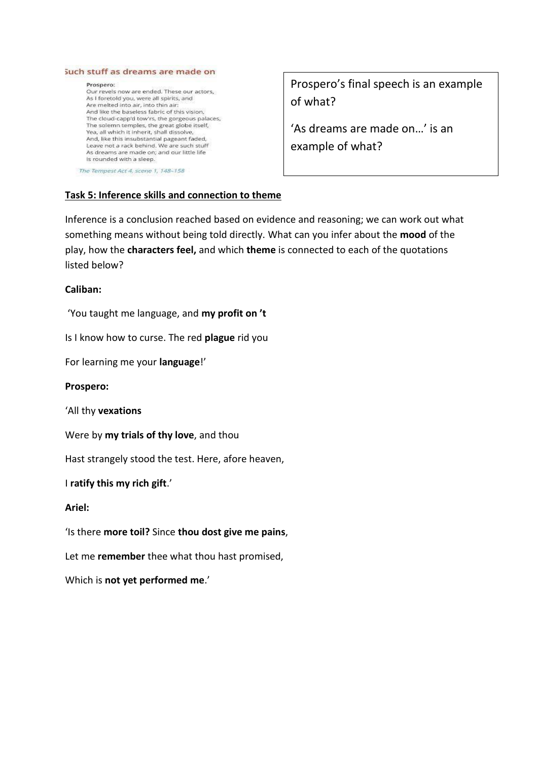Such stuff as dreams are made on

Prospero:
Our revels now are ended. These our actors,
As I foretold you, were all spirits, and
Are melted into air, into thin air:
And like the baseless fabric of this vision,
The cloud-capp'd tow'rs, the gorgeous palaces,
The solemn temples, the great globe itself,
Yea, all which it inherit, shall dissolve,
And, like this insubstantial pageant faded,
Leave not a rack behind. We are such stuff
As dreams are made on; and our little life
Is rounded with a sleep.

*The Tempest Act 4, scene 1, 148–158*

Prospero's final speech is an example of what?

'As dreams are made on…' is an example of what?

**Task 5: Inference skills and connection to theme**

Inference is a conclusion reached based on evidence and reasoning; we can work out what something means without being told directly. What can you infer about the **mood** of the play, how the **characters feel,** and which **theme** is connected to each of the quotations listed below?

**Caliban:**

'You taught me language, and **my profit on 't**

Is I know how to curse. The red **plague** rid you

For learning me your **language**!'

**Prospero:**

'All thy **vexations**

Were by **my trials of thy love**, and thou

Hast strangely stood the test. Here, afore heaven,

I **ratify this my rich gift**.'

**Ariel:**

'Is there **more toil?** Since **thou dost give me pains**,

Let me **remember** thee what thou hast promised,

Which is **not yet performed me**.'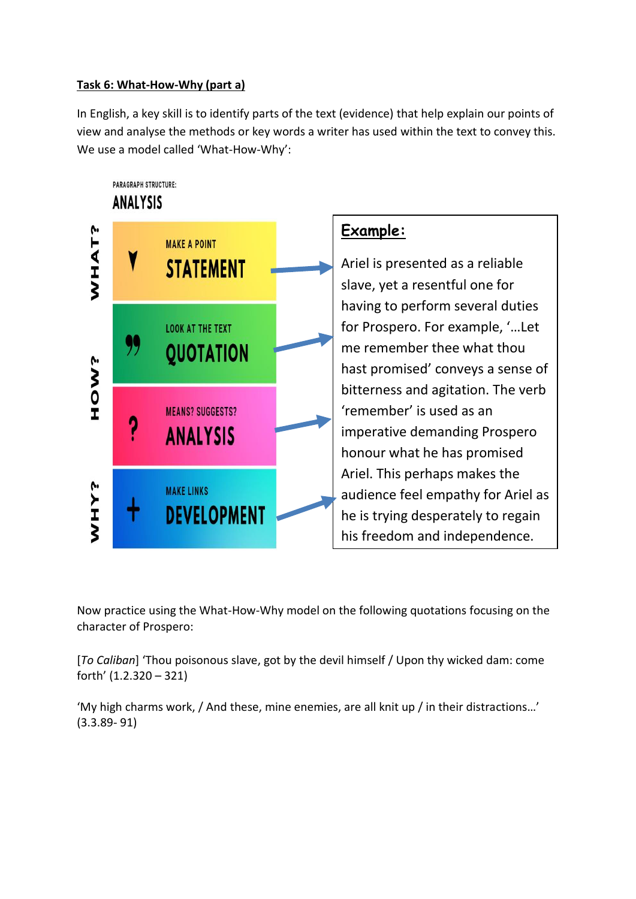**Task 6: What-How-Why (part a)**

In English, a key skill is to identify parts of the text (evidence) that help explain our points of view and analyse the methods or key words a writer has used within the text to convey this. We use a model called 'What-How-Why':

PARAGRAPH STRUCTURE:

**ANALYSIS**

| | | |
|---|---|---|
| WHAT? | MAKE A POINT | STATEMENT |
| HOW? | LOOK AT THE TEXT | QUOTATION |
| HOW? | MEANS? SUGGESTS? | ANALYSIS |
| WHY? | MAKE LINKS | DEVELOPMENT |

**Example:**

Ariel is presented as a reliable slave, yet a resentful one for having to perform several duties for Prospero. For example, '…Let me remember thee what thou hast promised' conveys a sense of bitterness and agitation. The verb 'remember' is used as an imperative demanding Prospero honour what he has promised Ariel. This perhaps makes the audience feel empathy for Ariel as he is trying desperately to regain his freedom and independence.

Now practice using the What-How-Why model on the following quotations focusing on the character of Prospero:

[*To Caliban*] 'Thou poisonous slave, got by the devil himself / Upon thy wicked dam: come forth' (1.2.320 – 321)

'My high charms work, / And these, mine enemies, are all knit up / in their distractions…' (3.3.89- 91)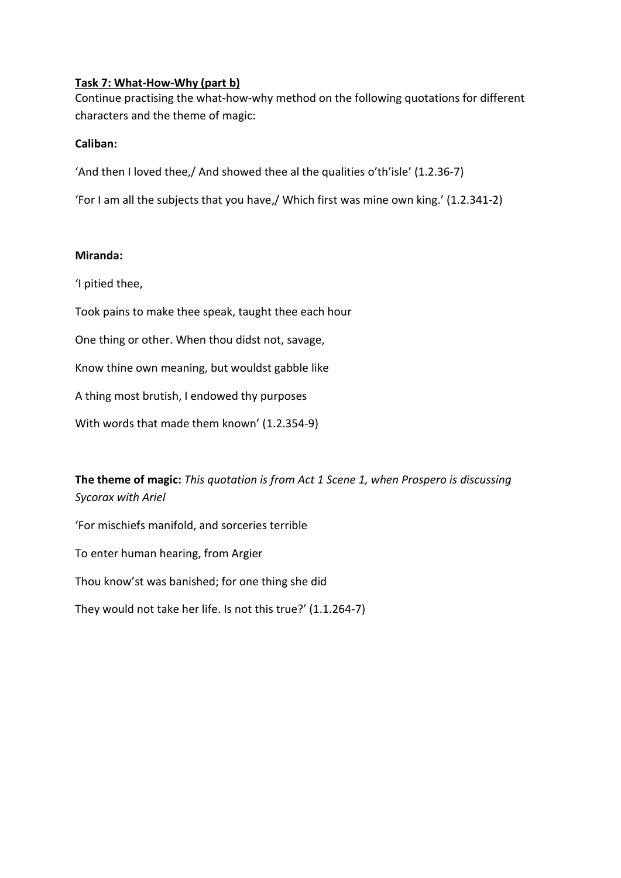**Task 7: What-How-Why (part b)**

Continue practising the what-how-why method on the following quotations for different characters and the theme of magic:

**Caliban:**

'And then I loved thee,/ And showed thee al the qualities o'th'isle' (1.2.36-7)

'For I am all the subjects that you have,/ Which first was mine own king.' (1.2.341-2)

**Miranda:**

'I pitied thee,

Took pains to make thee speak, taught thee each hour

One thing or other. When thou didst not, savage,

Know thine own meaning, but wouldst gabble like

A thing most brutish, I endowed thy purposes

With words that made them known' (1.2.354-9)

**The theme of magic:** *This quotation is from Act 1 Scene 1, when Prospero is discussing Sycorax with Ariel*

'For mischiefs manifold, and sorceries terrible

To enter human hearing, from Argier

Thou know'st was banished; for one thing she did

They would not take her life. Is not this true?' (1.1.264-7)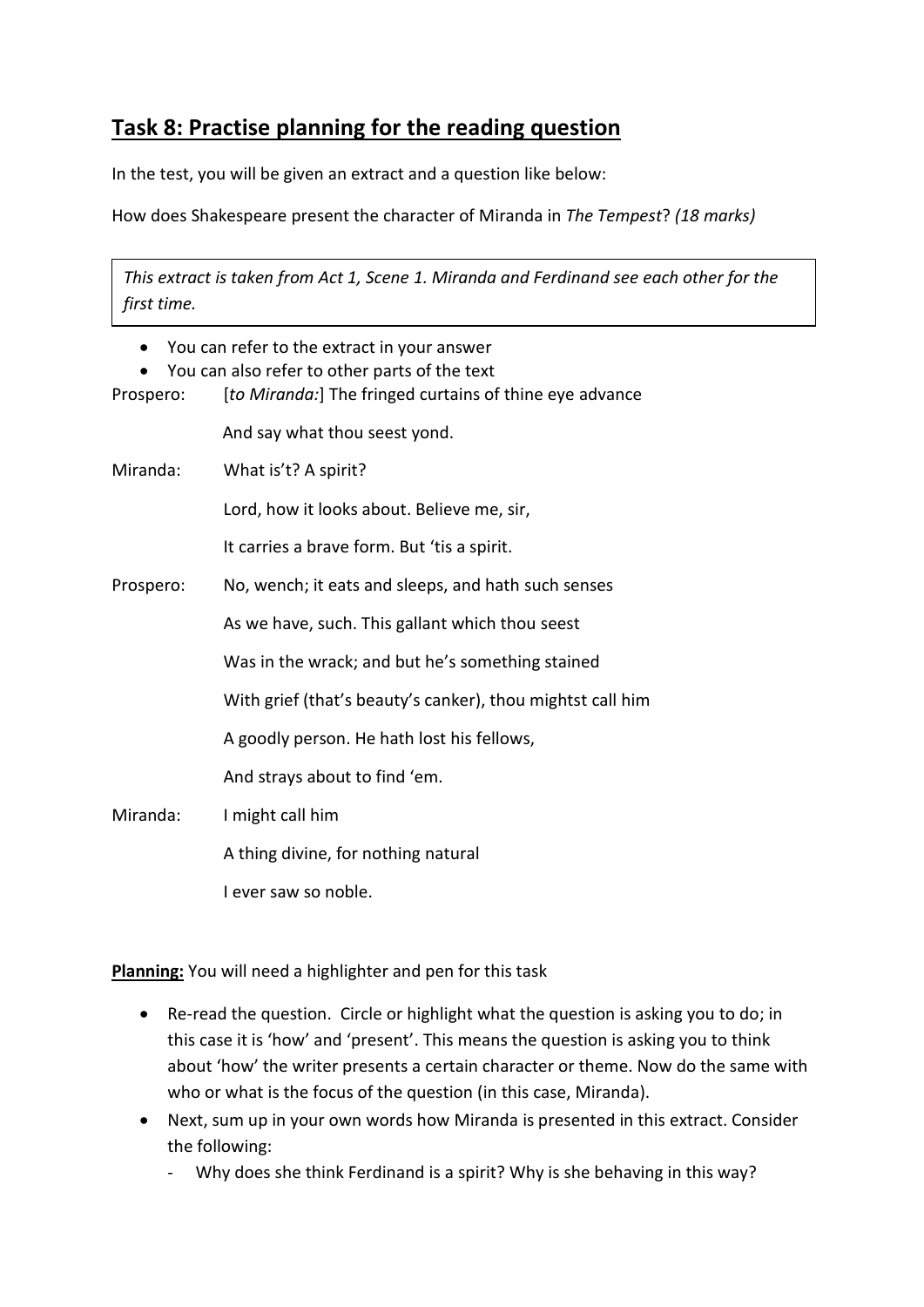## Task 8: Practise planning for the reading question

In the test, you will be given an extract and a question like below:

How does Shakespeare present the character of Miranda in *The Tempest*? *(18 marks)*

> *This extract is taken from Act 1, Scene 1. Miranda and Ferdinand see each other for the first time.*

- You can refer to the extract in your answer
- You can also refer to other parts of the text

Prospero: [*to Miranda:*] The fringed curtains of thine eye advance

And say what thou seest yond.

Miranda: What is't? A spirit?

Lord, how it looks about. Believe me, sir,

It carries a brave form. But 'tis a spirit.

Prospero: No, wench; it eats and sleeps, and hath such senses

As we have, such. This gallant which thou seest

Was in the wrack; and but he's something stained

With grief (that's beauty's canker), thou mightst call him

A goodly person. He hath lost his fellows,

And strays about to find 'em.

Miranda: I might call him

A thing divine, for nothing natural

I ever saw so noble.

**Planning:** You will need a highlighter and pen for this task

- Re-read the question. Circle or highlight what the question is asking you to do; in this case it is 'how' and 'present'. This means the question is asking you to think about 'how' the writer presents a certain character or theme. Now do the same with who or what is the focus of the question (in this case, Miranda).
- Next, sum up in your own words how Miranda is presented in this extract. Consider the following:
  - Why does she think Ferdinand is a spirit? Why is she behaving in this way?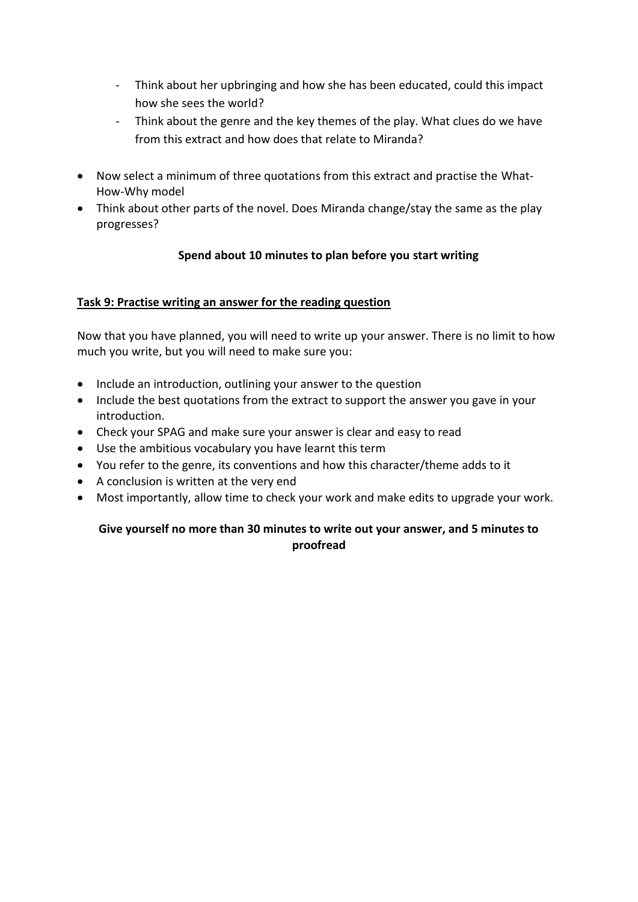- Think about her upbringing and how she has been educated, could this impact how she sees the world?
- Think about the genre and the key themes of the play. What clues do we have from this extract and how does that relate to Miranda?

- Now select a minimum of three quotations from this extract and practise the What-How-Why model
- Think about other parts of the novel. Does Miranda change/stay the same as the play progresses?

**Spend about 10 minutes to plan before you start writing**

**Task 9: Practise writing an answer for the reading question**

Now that you have planned, you will need to write up your answer. There is no limit to how much you write, but you will need to make sure you:

- Include an introduction, outlining your answer to the question
- Include the best quotations from the extract to support the answer you gave in your introduction.
- Check your SPAG and make sure your answer is clear and easy to read
- Use the ambitious vocabulary you have learnt this term
- You refer to the genre, its conventions and how this character/theme adds to it
- A conclusion is written at the very end
- Most importantly, allow time to check your work and make edits to upgrade your work.

**Give yourself no more than 30 minutes to write out your answer, and 5 minutes to proofread**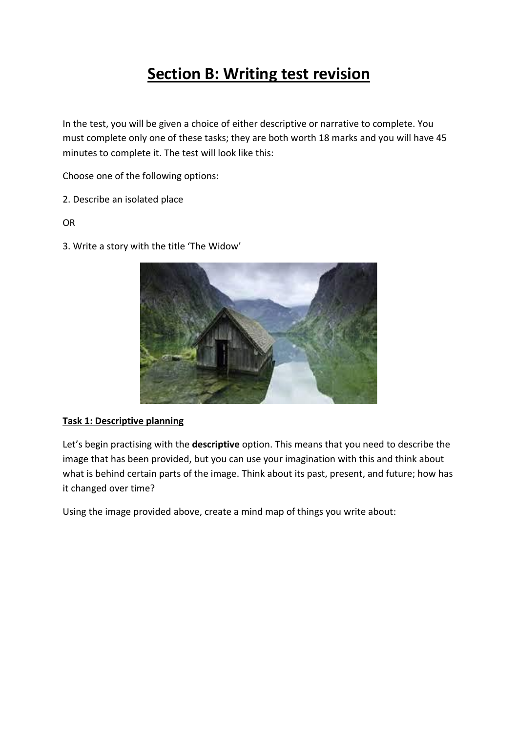# Section B: Writing test revision

In the test, you will be given a choice of either descriptive or narrative to complete. You must complete only one of these tasks; they are both worth 18 marks and you will have 45 minutes to complete it. The test will look like this:

Choose one of the following options:

2. Describe an isolated place

OR

3. Write a story with the title 'The Widow'

**Task 1: Descriptive planning**

Let's begin practising with the **descriptive** option. This means that you need to describe the image that has been provided, but you can use your imagination with this and think about what is behind certain parts of the image. Think about its past, present, and future; how has it changed over time?

Using the image provided above, create a mind map of things you write about: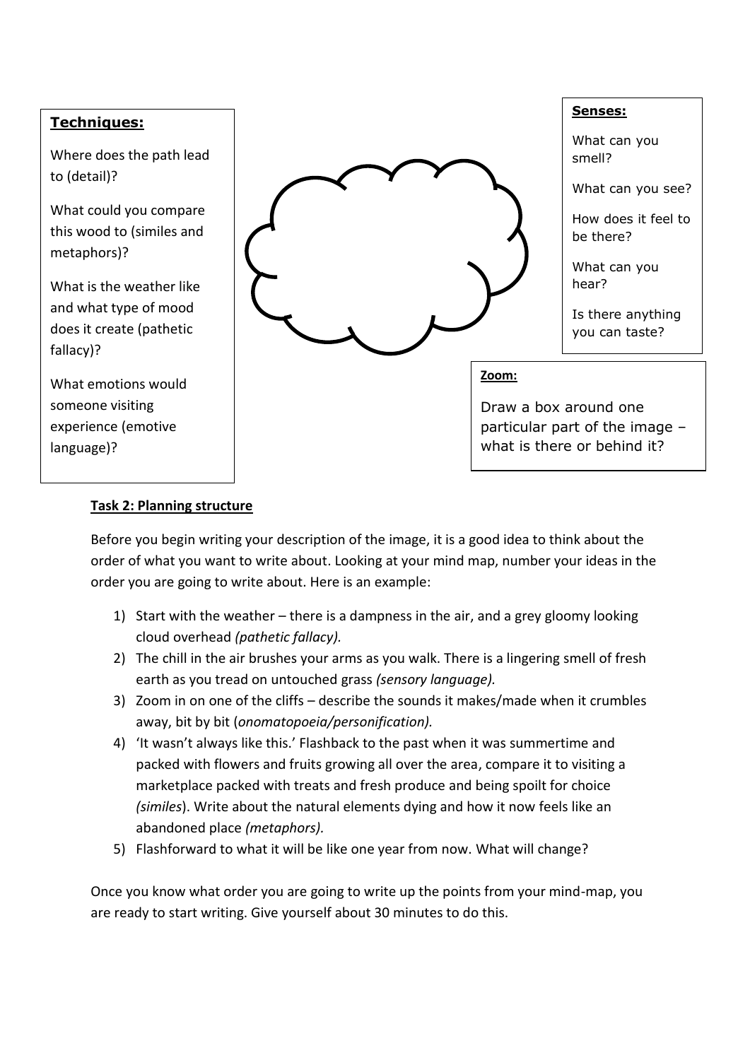**Techniques:**

Where does the path lead to (detail)?

What could you compare this wood to (similes and metaphors)?

What is the weather like and what type of mood does it create (pathetic fallacy)?

What emotions would someone visiting experience (emotive language)?

**Senses:**

What can you smell?

What can you see?

How does it feel to be there?

What can you hear?

Is there anything you can taste?

**Zoom:**

Draw a box around one particular part of the image – what is there or behind it?

**Task 2: Planning structure**

Before you begin writing your description of the image, it is a good idea to think about the order of what you want to write about. Looking at your mind map, number your ideas in the order you are going to write about. Here is an example:

1) Start with the weather – there is a dampness in the air, and a grey gloomy looking cloud overhead *(pathetic fallacy).*
2) The chill in the air brushes your arms as you walk. There is a lingering smell of fresh earth as you tread on untouched grass *(sensory language).*
3) Zoom in on one of the cliffs – describe the sounds it makes/made when it crumbles away, bit by bit (*onomatopoeia/personification).*
4) 'It wasn't always like this.' Flashback to the past when it was summertime and packed with flowers and fruits growing all over the area, compare it to visiting a marketplace packed with treats and fresh produce and being spoilt for choice *(similes*). Write about the natural elements dying and how it now feels like an abandoned place *(metaphors).*
5) Flashforward to what it will be like one year from now. What will change?

Once you know what order you are going to write up the points from your mind-map, you are ready to start writing. Give yourself about 30 minutes to do this.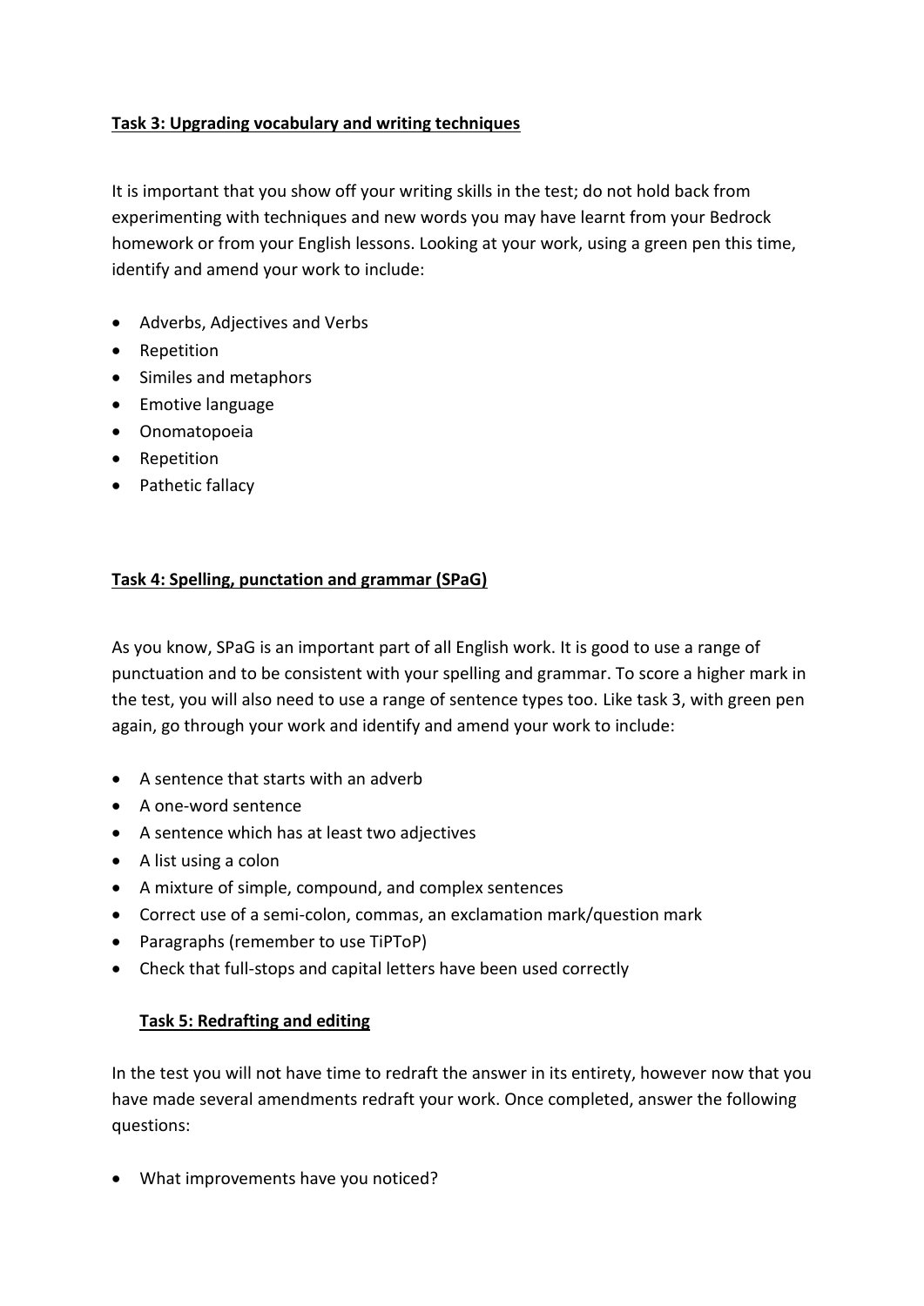**Task 3: Upgrading vocabulary and writing techniques**

It is important that you show off your writing skills in the test; do not hold back from experimenting with techniques and new words you may have learnt from your Bedrock homework or from your English lessons. Looking at your work, using a green pen this time, identify and amend your work to include:

- Adverbs, Adjectives and Verbs
- Repetition
- Similes and metaphors
- Emotive language
- Onomatopoeia
- Repetition
- Pathetic fallacy

**Task 4: Spelling, punctation and grammar (SPaG)**

As you know, SPaG is an important part of all English work. It is good to use a range of punctuation and to be consistent with your spelling and grammar. To score a higher mark in the test, you will also need to use a range of sentence types too. Like task 3, with green pen again, go through your work and identify and amend your work to include:

- A sentence that starts with an adverb
- A one-word sentence
- A sentence which has at least two adjectives
- A list using a colon
- A mixture of simple, compound, and complex sentences
- Correct use of a semi-colon, commas, an exclamation mark/question mark
- Paragraphs (remember to use TiPToP)
- Check that full-stops and capital letters have been used correctly

**Task 5: Redrafting and editing**

In the test you will not have time to redraft the answer in its entirety, however now that you have made several amendments redraft your work. Once completed, answer the following questions:

- What improvements have you noticed?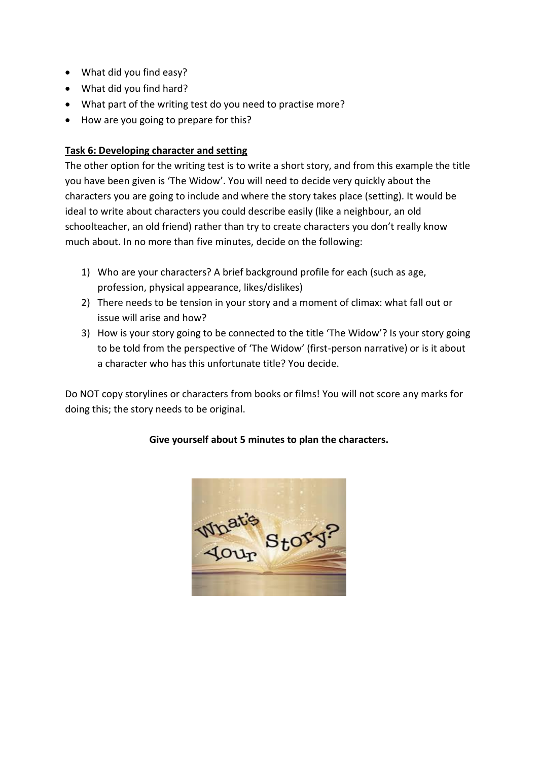- What did you find easy?
- What did you find hard?
- What part of the writing test do you need to practise more?
- How are you going to prepare for this?

**Task 6: Developing character and setting**

The other option for the writing test is to write a short story, and from this example the title you have been given is 'The Widow'. You will need to decide very quickly about the characters you are going to include and where the story takes place (setting). It would be ideal to write about characters you could describe easily (like a neighbour, an old schoolteacher, an old friend) rather than try to create characters you don't really know much about. In no more than five minutes, decide on the following:

1) Who are your characters? A brief background profile for each (such as age, profession, physical appearance, likes/dislikes)
2) There needs to be tension in your story and a moment of climax: what fall out or issue will arise and how?
3) How is your story going to be connected to the title 'The Widow'? Is your story going to be told from the perspective of 'The Widow' (first-person narrative) or is it about a character who has this unfortunate title? You decide.

Do NOT copy storylines or characters from books or films! You will not score any marks for doing this; the story needs to be original.

**Give yourself about 5 minutes to plan the characters.**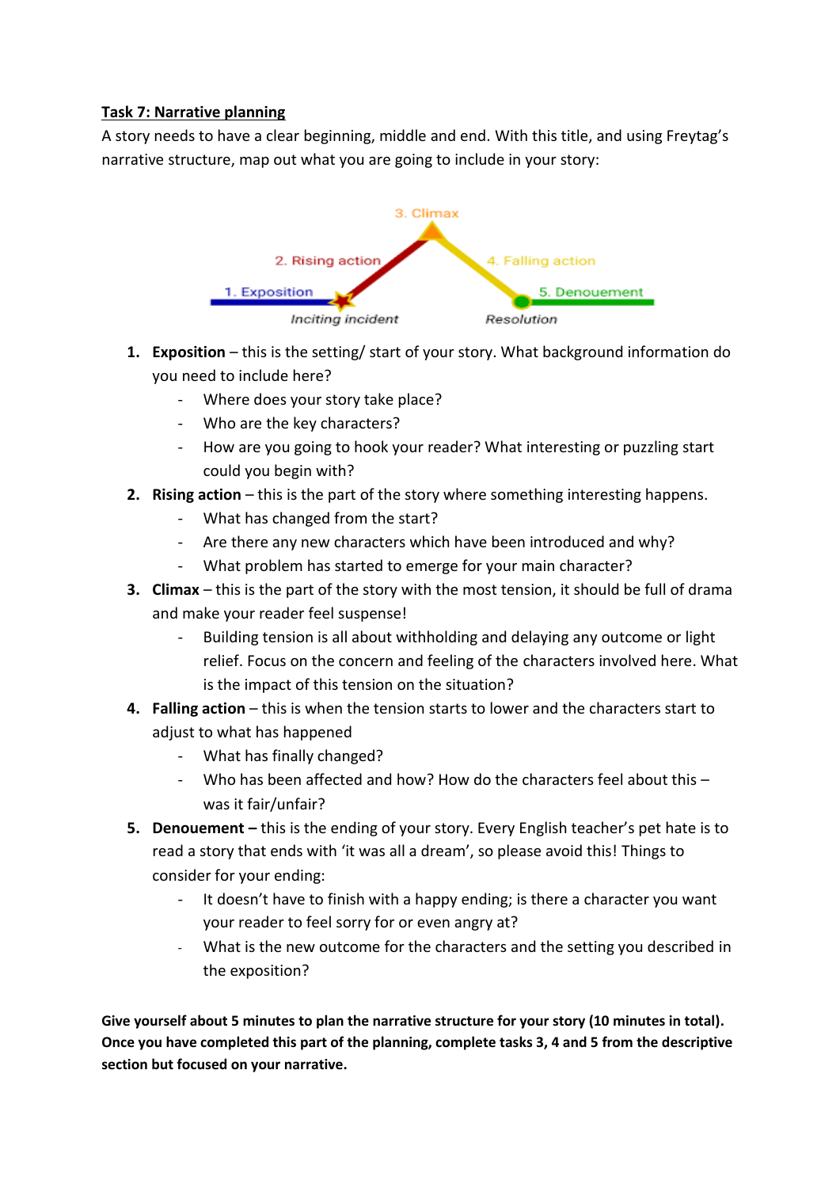**Task 7: Narrative planning**

A story needs to have a clear beginning, middle and end. With this title, and using Freytag's narrative structure, map out what you are going to include in your story:

3. Climax
2. Rising action
4. Falling action
1. Exposition
5. Denouement
Inciting incident
Resolution

1. **Exposition** – this is the setting/ start of your story. What background information do you need to include here?
   - Where does your story take place?
   - Who are the key characters?
   - How are you going to hook your reader? What interesting or puzzling start could you begin with?
2. **Rising action** – this is the part of the story where something interesting happens.
   - What has changed from the start?
   - Are there any new characters which have been introduced and why?
   - What problem has started to emerge for your main character?
3. **Climax** – this is the part of the story with the most tension, it should be full of drama and make your reader feel suspense!
   - Building tension is all about withholding and delaying any outcome or light relief. Focus on the concern and feeling of the characters involved here. What is the impact of this tension on the situation?
4. **Falling action** – this is when the tension starts to lower and the characters start to adjust to what has happened
   - What has finally changed?
   - Who has been affected and how? How do the characters feel about this – was it fair/unfair?
5. **Denouement –** this is the ending of your story. Every English teacher's pet hate is to read a story that ends with 'it was all a dream', so please avoid this! Things to consider for your ending:
   - It doesn't have to finish with a happy ending; is there a character you want your reader to feel sorry for or even angry at?
   - What is the new outcome for the characters and the setting you described in the exposition?

**Give yourself about 5 minutes to plan the narrative structure for your story (10 minutes in total). Once you have completed this part of the planning, complete tasks 3, 4 and 5 from the descriptive section but focused on your narrative.**